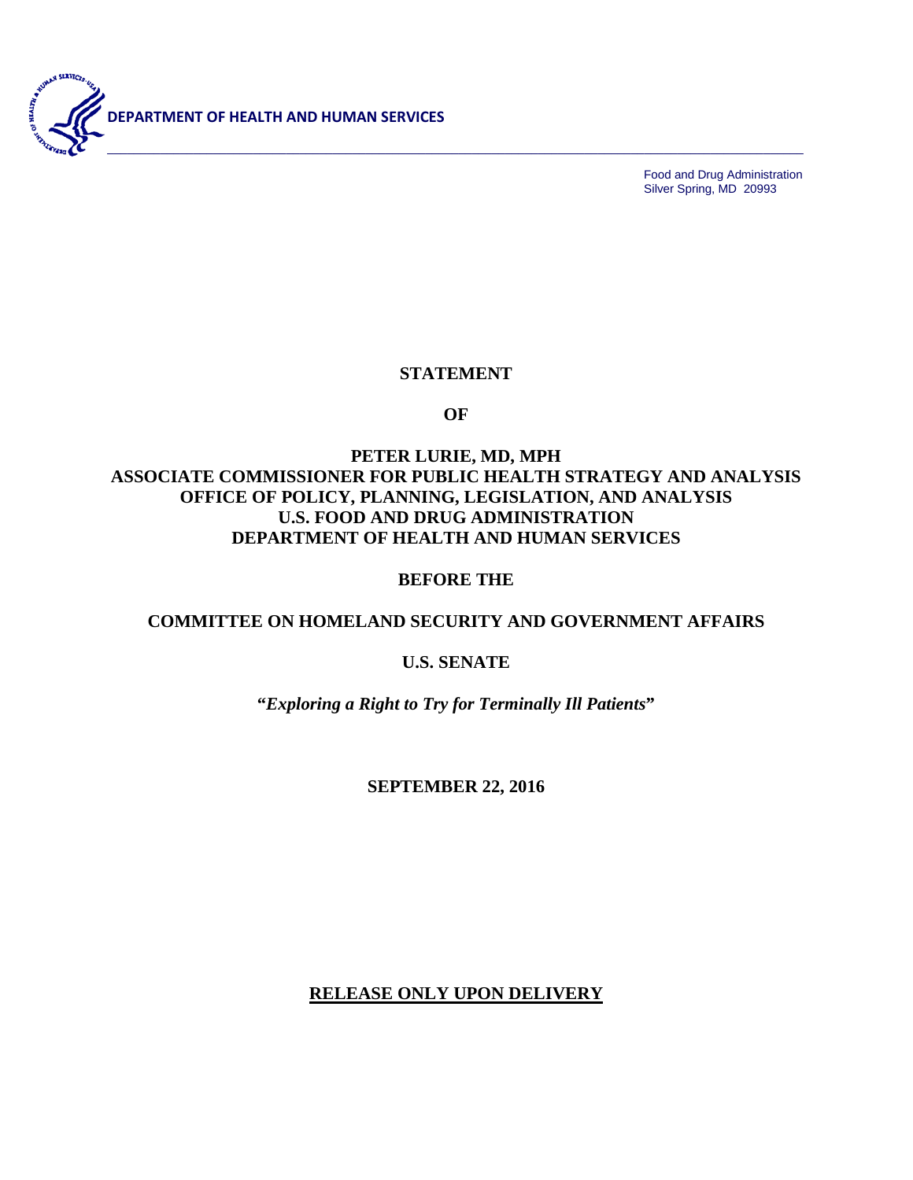**DEPARTMENT OF HEALTH AND HUMAN SERVICES**

Food and Drug Administration
Silver Spring, MD 20993

**STATEMENT**

**OF**

**PETER LURIE, MD, MPH**
**ASSOCIATE COMMISSIONER FOR PUBLIC HEALTH STRATEGY AND ANALYSIS**
**OFFICE OF POLICY, PLANNING, LEGISLATION, AND ANALYSIS**
**U.S. FOOD AND DRUG ADMINISTRATION**
**DEPARTMENT OF HEALTH AND HUMAN SERVICES**

**BEFORE THE**

**COMMITTEE ON HOMELAND SECURITY AND GOVERNMENT AFFAIRS**

**U.S. SENATE**

***"Exploring a Right to Try for Terminally Ill Patients"***

**SEPTEMBER 22, 2016**

**RELEASE ONLY UPON DELIVERY**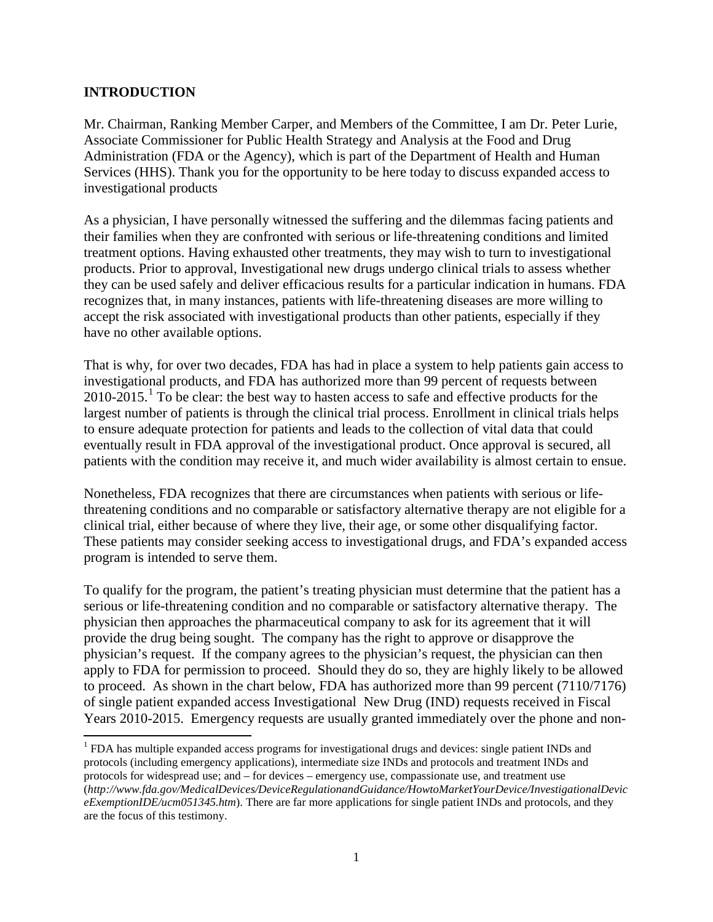## INTRODUCTION

Mr. Chairman, Ranking Member Carper, and Members of the Committee, I am Dr. Peter Lurie, Associate Commissioner for Public Health Strategy and Analysis at the Food and Drug Administration (FDA or the Agency), which is part of the Department of Health and Human Services (HHS). Thank you for the opportunity to be here today to discuss expanded access to investigational products

As a physician, I have personally witnessed the suffering and the dilemmas facing patients and their families when they are confronted with serious or life-threatening conditions and limited treatment options. Having exhausted other treatments, they may wish to turn to investigational products. Prior to approval, Investigational new drugs undergo clinical trials to assess whether they can be used safely and deliver efficacious results for a particular indication in humans. FDA recognizes that, in many instances, patients with life-threatening diseases are more willing to accept the risk associated with investigational products than other patients, especially if they have no other available options.

That is why, for over two decades, FDA has had in place a system to help patients gain access to investigational products, and FDA has authorized more than 99 percent of requests between 2010-2015.[1] To be clear: the best way to hasten access to safe and effective products for the largest number of patients is through the clinical trial process. Enrollment in clinical trials helps to ensure adequate protection for patients and leads to the collection of vital data that could eventually result in FDA approval of the investigational product. Once approval is secured, all patients with the condition may receive it, and much wider availability is almost certain to ensue.

Nonetheless, FDA recognizes that there are circumstances when patients with serious or life-threatening conditions and no comparable or satisfactory alternative therapy are not eligible for a clinical trial, either because of where they live, their age, or some other disqualifying factor. These patients may consider seeking access to investigational drugs, and FDA's expanded access program is intended to serve them.

To qualify for the program, the patient's treating physician must determine that the patient has a serious or life-threatening condition and no comparable or satisfactory alternative therapy. The physician then approaches the pharmaceutical company to ask for its agreement that it will provide the drug being sought. The company has the right to approve or disapprove the physician's request. If the company agrees to the physician's request, the physician can then apply to FDA for permission to proceed. Should they do so, they are highly likely to be allowed to proceed. As shown in the chart below, FDA has authorized more than 99 percent (7110/7176) of single patient expanded access Investigational New Drug (IND) requests received in Fiscal Years 2010-2015. Emergency requests are usually granted immediately over the phone and non-

[1] FDA has multiple expanded access programs for investigational drugs and devices: single patient INDs and protocols (including emergency applications), intermediate size INDs and protocols and treatment INDs and protocols for widespread use; and – for devices – emergency use, compassionate use, and treatment use (*http://www.fda.gov/MedicalDevices/DeviceRegulationandGuidance/HowtoMarketYourDevice/InvestigationalDeviceExemptionIDE/ucm051345.htm*). There are far more applications for single patient INDs and protocols, and they are the focus of this testimony.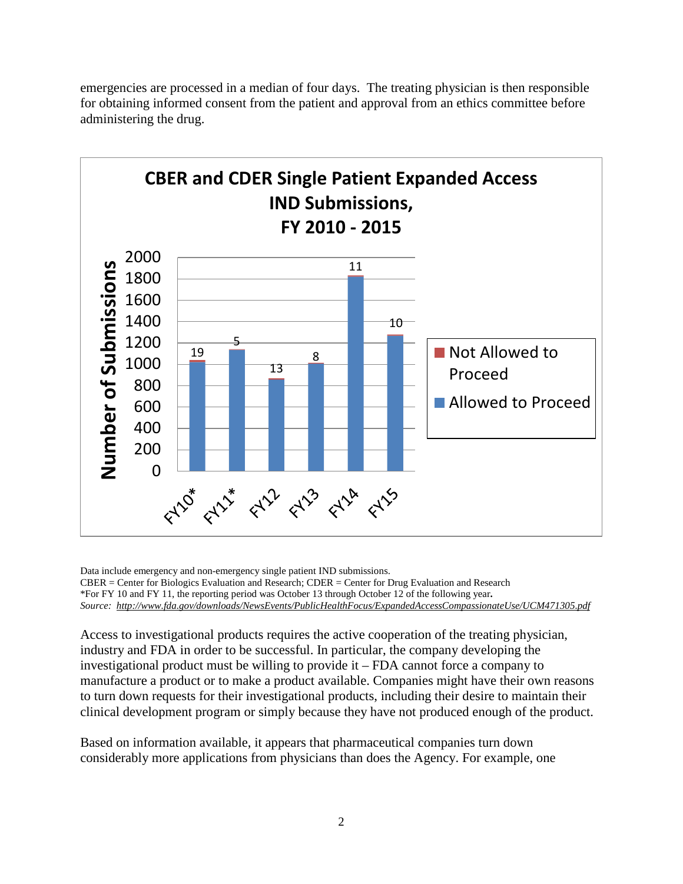emergencies are processed in a median of four days. The treating physician is then responsible for obtaining informed consent from the patient and approval from an ethics committee before administering the drug.

**CBER and CDER Single Patient Expanded Access IND Submissions, FY 2010 - 2015**

| Fiscal Year | Not Allowed to Proceed |
|---|---|
| FY10* | 19 |
| FY11* | 5 |
| FY12 | 13 |
| FY13 | 8 |
| FY14 | 11 |
| FY15 | 10 |

Data include emergency and non-emergency single patient IND submissions.
CBER = Center for Biologics Evaluation and Research; CDER = Center for Drug Evaluation and Research
*For FY 10 and FY 11, the reporting period was October 13 through October 12 of the following year.
*Source: http://www.fda.gov/downloads/NewsEvents/PublicHealthFocus/ExpandedAccessCompassionateUse/UCM471305.pdf*

Access to investigational products requires the active cooperation of the treating physician, industry and FDA in order to be successful. In particular, the company developing the investigational product must be willing to provide it – FDA cannot force a company to manufacture a product or to make a product available. Companies might have their own reasons to turn down requests for their investigational products, including their desire to maintain their clinical development program or simply because they have not produced enough of the product.

Based on information available, it appears that pharmaceutical companies turn down considerably more applications from physicians than does the Agency. For example, one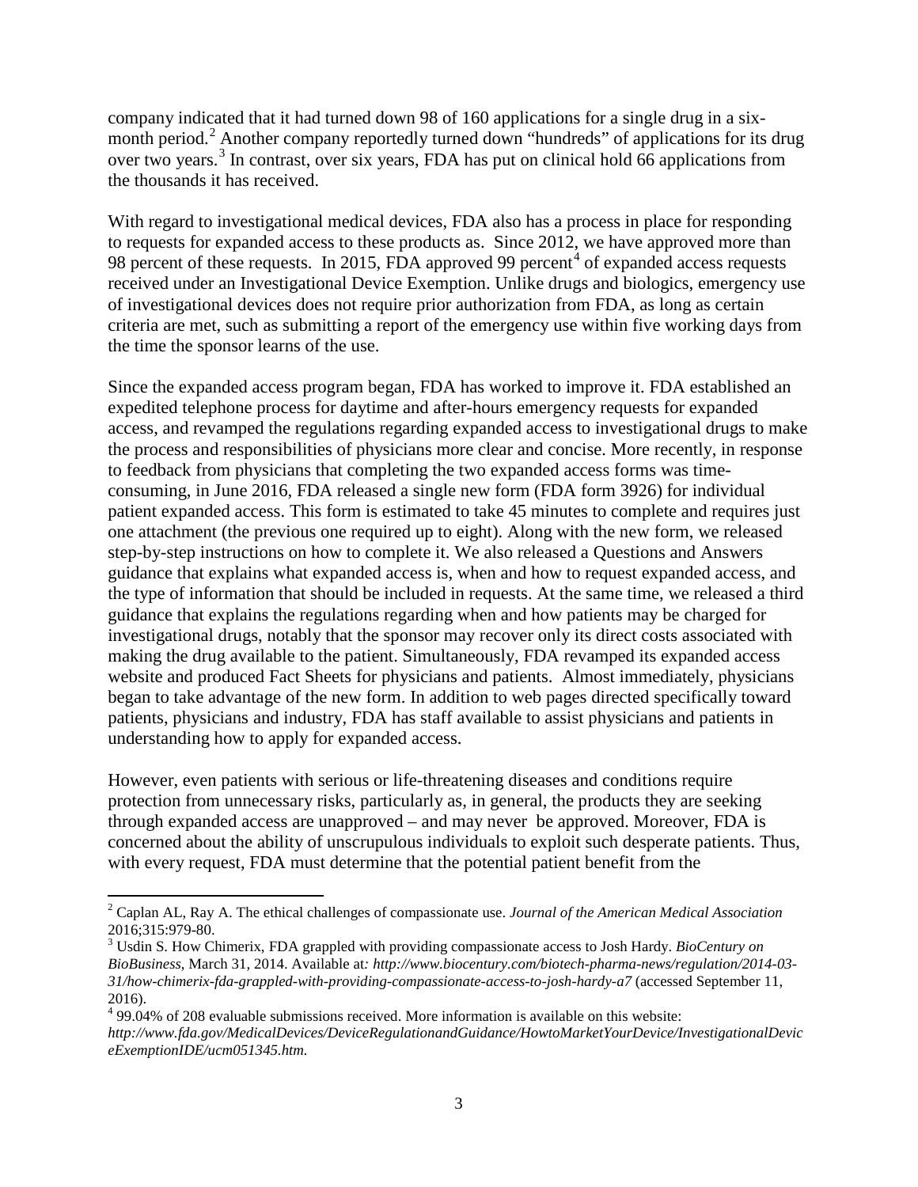company indicated that it had turned down 98 of 160 applications for a single drug in a six-month period.[2] Another company reportedly turned down "hundreds" of applications for its drug over two years.[3] In contrast, over six years, FDA has put on clinical hold 66 applications from the thousands it has received.

With regard to investigational medical devices, FDA also has a process in place for responding to requests for expanded access to these products as. Since 2012, we have approved more than 98 percent of these requests. In 2015, FDA approved 99 percent[4] of expanded access requests received under an Investigational Device Exemption. Unlike drugs and biologics, emergency use of investigational devices does not require prior authorization from FDA, as long as certain criteria are met, such as submitting a report of the emergency use within five working days from the time the sponsor learns of the use.

Since the expanded access program began, FDA has worked to improve it. FDA established an expedited telephone process for daytime and after-hours emergency requests for expanded access, and revamped the regulations regarding expanded access to investigational drugs to make the process and responsibilities of physicians more clear and concise. More recently, in response to feedback from physicians that completing the two expanded access forms was time-consuming, in June 2016, FDA released a single new form (FDA form 3926) for individual patient expanded access. This form is estimated to take 45 minutes to complete and requires just one attachment (the previous one required up to eight). Along with the new form, we released step-by-step instructions on how to complete it. We also released a Questions and Answers guidance that explains what expanded access is, when and how to request expanded access, and the type of information that should be included in requests. At the same time, we released a third guidance that explains the regulations regarding when and how patients may be charged for investigational drugs, notably that the sponsor may recover only its direct costs associated with making the drug available to the patient. Simultaneously, FDA revamped its expanded access website and produced Fact Sheets for physicians and patients. Almost immediately, physicians began to take advantage of the new form. In addition to web pages directed specifically toward patients, physicians and industry, FDA has staff available to assist physicians and patients in understanding how to apply for expanded access.

However, even patients with serious or life-threatening diseases and conditions require protection from unnecessary risks, particularly as, in general, the products they are seeking through expanded access are unapproved – and may never be approved. Moreover, FDA is concerned about the ability of unscrupulous individuals to exploit such desperate patients. Thus, with every request, FDA must determine that the potential patient benefit from the

---

[2] Caplan AL, Ray A. The ethical challenges of compassionate use. *Journal of the American Medical Association* 2016;315:979-80.

[3] Usdin S. How Chimerix, FDA grappled with providing compassionate access to Josh Hardy. *BioCentury on BioBusiness*, March 31, 2014. Available at: *http://www.biocentury.com/biotech-pharma-news/regulation/2014-03-31/how-chimerix-fda-grappled-with-providing-compassionate-access-to-josh-hardy-a7* (accessed September 11, 2016).

[4] 99.04% of 208 evaluable submissions received. More information is available on this website: *http://www.fda.gov/MedicalDevices/DeviceRegulationandGuidance/HowtoMarketYourDevice/InvestigationalDeviceExemptionIDE/ucm051345.htm.*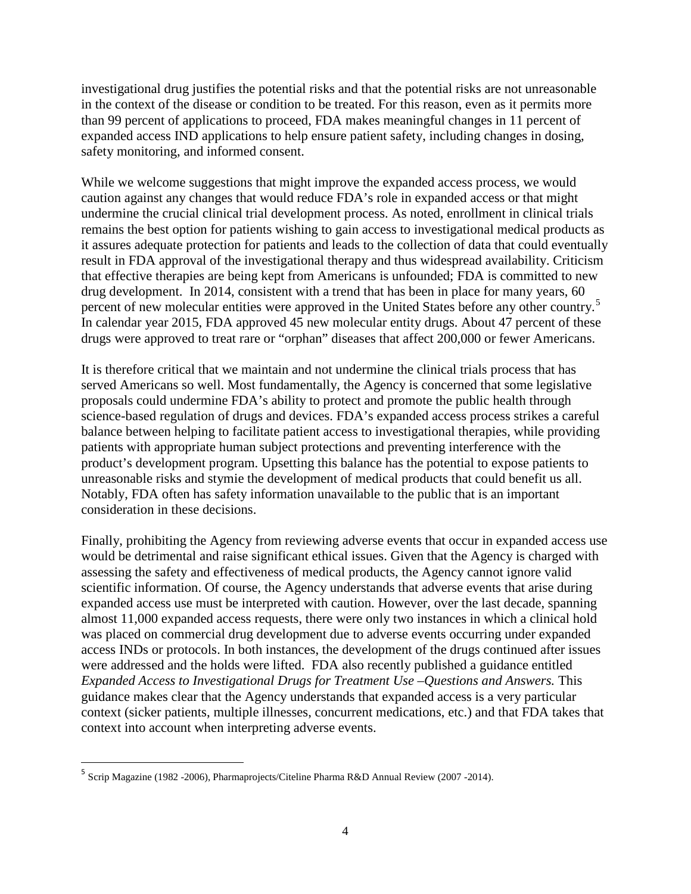investigational drug justifies the potential risks and that the potential risks are not unreasonable in the context of the disease or condition to be treated. For this reason, even as it permits more than 99 percent of applications to proceed, FDA makes meaningful changes in 11 percent of expanded access IND applications to help ensure patient safety, including changes in dosing, safety monitoring, and informed consent.

While we welcome suggestions that might improve the expanded access process, we would caution against any changes that would reduce FDA's role in expanded access or that might undermine the crucial clinical trial development process. As noted, enrollment in clinical trials remains the best option for patients wishing to gain access to investigational medical products as it assures adequate protection for patients and leads to the collection of data that could eventually result in FDA approval of the investigational therapy and thus widespread availability. Criticism that effective therapies are being kept from Americans is unfounded; FDA is committed to new drug development. In 2014, consistent with a trend that has been in place for many years, 60 percent of new molecular entities were approved in the United States before any other country.[5] In calendar year 2015, FDA approved 45 new molecular entity drugs. About 47 percent of these drugs were approved to treat rare or "orphan" diseases that affect 200,000 or fewer Americans.

It is therefore critical that we maintain and not undermine the clinical trials process that has served Americans so well. Most fundamentally, the Agency is concerned that some legislative proposals could undermine FDA's ability to protect and promote the public health through science-based regulation of drugs and devices. FDA's expanded access process strikes a careful balance between helping to facilitate patient access to investigational therapies, while providing patients with appropriate human subject protections and preventing interference with the product's development program. Upsetting this balance has the potential to expose patients to unreasonable risks and stymie the development of medical products that could benefit us all. Notably, FDA often has safety information unavailable to the public that is an important consideration in these decisions.

Finally, prohibiting the Agency from reviewing adverse events that occur in expanded access use would be detrimental and raise significant ethical issues. Given that the Agency is charged with assessing the safety and effectiveness of medical products, the Agency cannot ignore valid scientific information. Of course, the Agency understands that adverse events that arise during expanded access use must be interpreted with caution. However, over the last decade, spanning almost 11,000 expanded access requests, there were only two instances in which a clinical hold was placed on commercial drug development due to adverse events occurring under expanded access INDs or protocols. In both instances, the development of the drugs continued after issues were addressed and the holds were lifted. FDA also recently published a guidance entitled *Expanded Access to Investigational Drugs for Treatment Use –Questions and Answers.* This guidance makes clear that the Agency understands that expanded access is a very particular context (sicker patients, multiple illnesses, concurrent medications, etc.) and that FDA takes that context into account when interpreting adverse events.

---

[5] Scrip Magazine (1982 -2006), Pharmaprojects/Citeline Pharma R&D Annual Review (2007 -2014).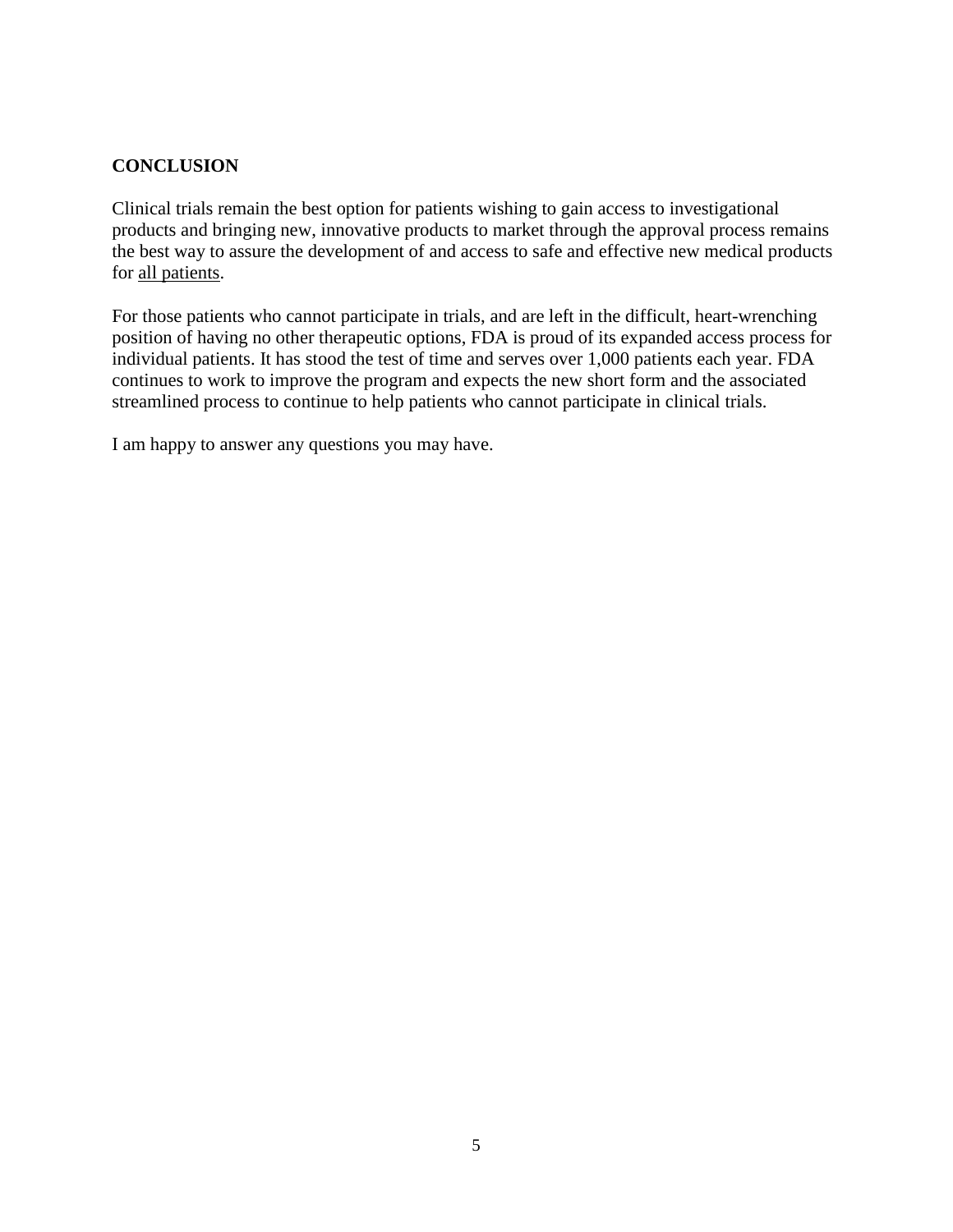## CONCLUSION

Clinical trials remain the best option for patients wishing to gain access to investigational products and bringing new, innovative products to market through the approval process remains the best way to assure the development of and access to safe and effective new medical products for <u>all patients</u>.

For those patients who cannot participate in trials, and are left in the difficult, heart-wrenching position of having no other therapeutic options, FDA is proud of its expanded access process for individual patients. It has stood the test of time and serves over 1,000 patients each year. FDA continues to work to improve the program and expects the new short form and the associated streamlined process to continue to help patients who cannot participate in clinical trials.

I am happy to answer any questions you may have.